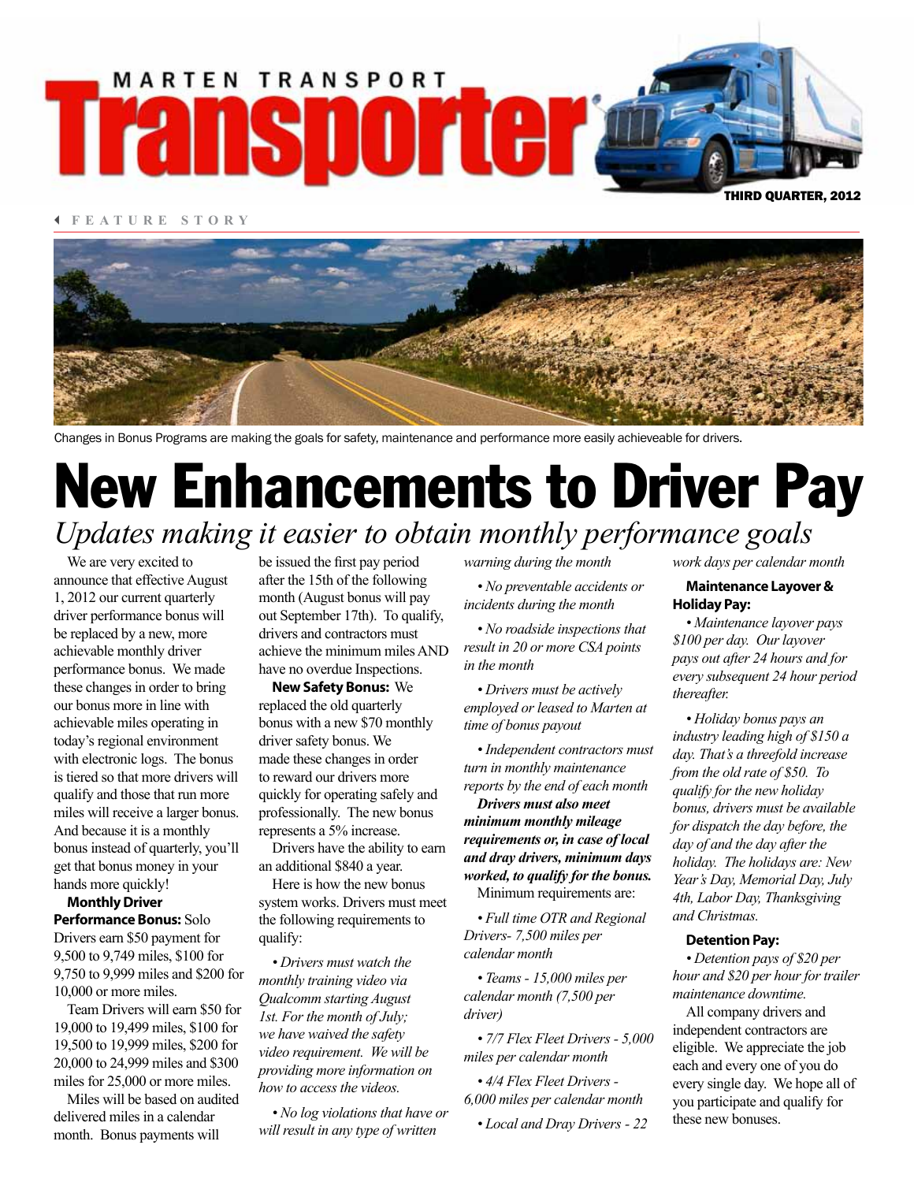MARTEN TRANSPORT

# Transporter

THIRD QUARTER, 2012

FEATURE STORY

Changes in Bonus Programs are making the goals for safety, maintenance and performance more easily achieveable for drivers.

# New Enhancements to Driver Pay

## *Updates making it easier to obtain monthly performance goals*

We are very excited to announce that effective August 1, 2012 our current quarterly driver performance bonus will be replaced by a new, more achievable monthly driver performance bonus. We made these changes in order to bring our bonus more in line with achievable miles operating in today's regional environment with electronic logs. The bonus is tiered so that more drivers will qualify and those that run more miles will receive a larger bonus. And because it is a monthly bonus instead of quarterly, you'll get that bonus money in your hands more quickly!

**Monthly Driver Performance Bonus:** Solo Drivers earn $50 payment for 9,500 to 9,749 miles, $100 for 9,750 to 9,999 miles and $200 for 10,000 or more miles.

Team Drivers will earn $50 for 19,000 to 19,499 miles, $100 for 19,500 to 19,999 miles, $200 for 20,000 to 24,999 miles and $300 miles for 25,000 or more miles.

Miles will be based on audited delivered miles in a calendar month. Bonus payments will be issued the first pay period after the 15th of the following month (August bonus will pay out September 17th). To qualify, drivers and contractors must achieve the minimum miles AND have no overdue Inspections.

**New Safety Bonus:** We replaced the old quarterly bonus with a new $70 monthly driver safety bonus. We made these changes in order to reward our drivers more quickly for operating safely and professionally. The new bonus represents a 5% increase.

Drivers have the ability to earn an additional $840 a year.

Here is how the new bonus system works. Drivers must meet the following requirements to qualify:

- *Drivers must watch the monthly training video via Qualcomm starting August 1st. For the month of July; we have waived the safety video requirement. We will be providing more information on how to access the videos.*
- *No log violations that have or will result in any type of written warning during the month*
- *No preventable accidents or incidents during the month*
- *No roadside inspections that result in 20 or more CSA points in the month*
- *Drivers must be actively employed or leased to Marten at time of bonus payout*
- *Independent contractors must turn in monthly maintenance reports by the end of each month*

***Drivers must also meet minimum monthly mileage requirements or, in case of local and dray drivers, minimum days worked, to qualify for the bonus.***

Minimum requirements are:

- *Full time OTR and Regional Drivers- 7,500 miles per calendar month*
- *Teams - 15,000 miles per calendar month (7,500 per driver)*
- *7/7 Flex Fleet Drivers - 5,000 miles per calendar month*
- *4/4 Flex Fleet Drivers - 6,000 miles per calendar month*
- *Local and Dray Drivers - 22 work days per calendar month*

**Maintenance Layover & Holiday Pay:**

- *Maintenance layover pays $100 per day. Our layover pays out after 24 hours and for every subsequent 24 hour period thereafter.*
- *Holiday bonus pays an industry leading high of $150 a day. That's a threefold increase from the old rate of $50. To qualify for the new holiday bonus, drivers must be available for dispatch the day before, the day of and the day after the holiday. The holidays are: New Year's Day, Memorial Day, July 4th, Labor Day, Thanksgiving and Christmas.*

**Detention Pay:**

- *Detention pays of $20 per hour and $20 per hour for trailer maintenance downtime.*

All company drivers and independent contractors are eligible. We appreciate the job each and every one of you do every single day. We hope all of you participate and qualify for these new bonuses.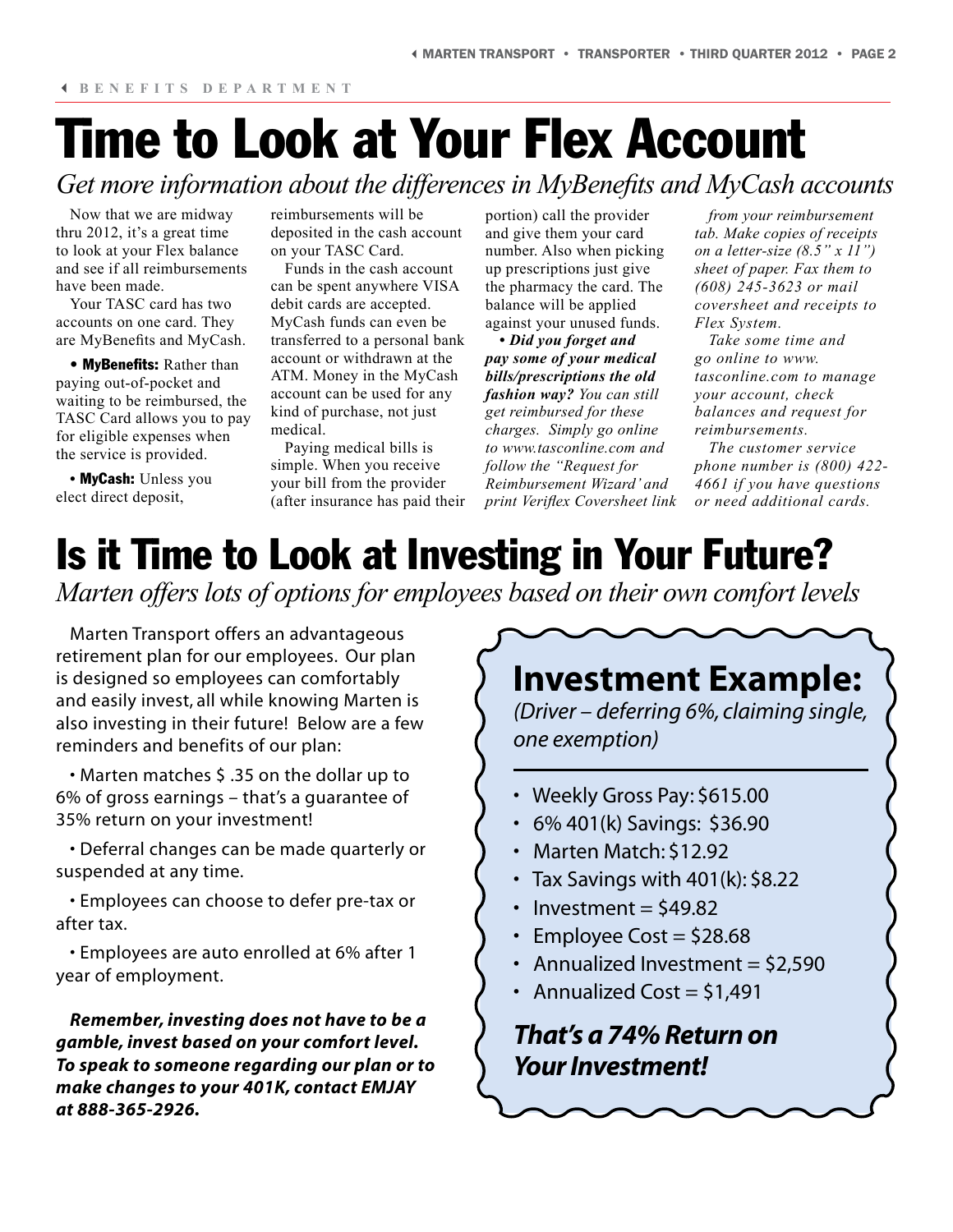BENEFITS DEPARTMENT

# Time to Look at Your Flex Account

*Get more information about the differences in MyBenefits and MyCash accounts*

Now that we are midway thru 2012, it's a great time to look at your Flex balance and see if all reimbursements have been made.

Your TASC card has two accounts on one card. They are MyBenefits and MyCash.

• **MyBenefits:** Rather than paying out-of-pocket and waiting to be reimbursed, the TASC Card allows you to pay for eligible expenses when the service is provided.

• **MyCash:** Unless you elect direct deposit, reimbursements will be deposited in the cash account on your TASC Card.

Funds in the cash account can be spent anywhere VISA debit cards are accepted. MyCash funds can even be transferred to a personal bank account or withdrawn at the ATM. Money in the MyCash account can be used for any kind of purchase, not just medical.

Paying medical bills is simple. When you receive your bill from the provider (after insurance has paid their portion) call the provider and give them your card number. Also when picking up prescriptions just give the pharmacy the card. The balance will be applied against your unused funds.

• ***Did you forget and pay some of your medical bills/prescriptions the old fashion way?*** *You can still get reimbursed for these charges. Simply go online to www.tasconline.com and follow the "Request for Reimbursement Wizard' and print Veriflex Coversheet link from your reimbursement tab. Make copies of receipts on a letter-size (8.5" x 11") sheet of paper. Fax them to (608) 245-3623 or mail coversheet and receipts to Flex System.*

*Take some time and go online to www.tasconline.com to manage your account, check balances and request for reimbursements.*

*The customer service phone number is (800) 422-4661 if you have questions or need additional cards.*

# Is it Time to Look at Investing in Your Future?

*Marten offers lots of options for employees based on their own comfort levels*

Marten Transport offers an advantageous retirement plan for our employees. Our plan is designed so employees can comfortably and easily invest, all while knowing Marten is also investing in their future! Below are a few reminders and benefits of our plan:

• Marten matches $ .35 on the dollar up to 6% of gross earnings – that's a guarantee of 35% return on your investment!

• Deferral changes can be made quarterly or suspended at any time.

• Employees can choose to defer pre-tax or after tax.

• Employees are auto enrolled at 6% after 1 year of employment.

***Remember, investing does not have to be a gamble, invest based on your comfort level. To speak to someone regarding our plan or to make changes to your 401K, contact EMJAY at 888-365-2926.***

## Investment Example:

*(Driver – deferring 6%, claiming single, one exemption)*

- Weekly Gross Pay: $615.00
- 6% 401(k) Savings: $36.90
- Marten Match: $12.92
- Tax Savings with 401(k): $8.22
- Investment = $49.82
- Employee Cost = $28.68
- Annualized Investment = $2,590
- Annualized Cost = $1,491

***That's a 74% Return on Your Investment!***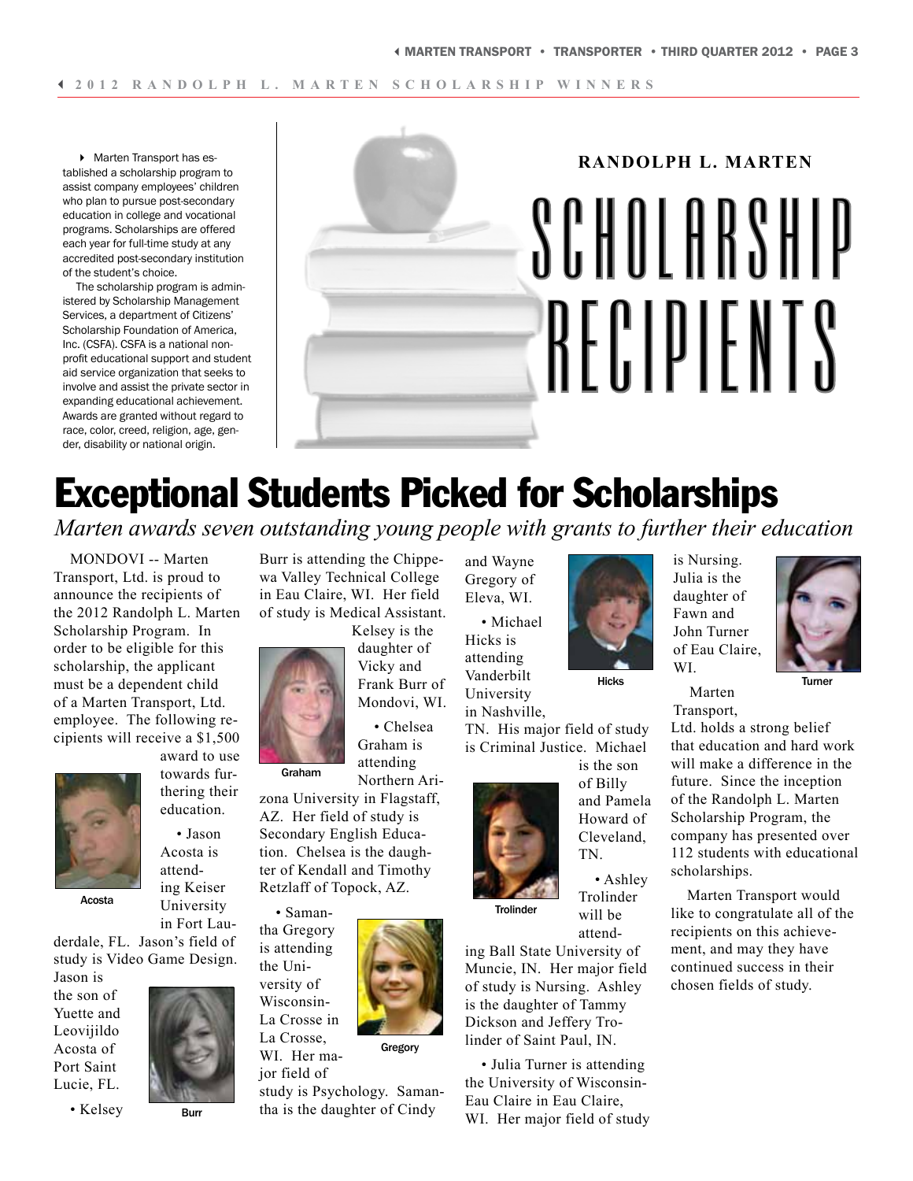2012 RANDOLPH L. MARTEN SCHOLARSHIP WINNERS

Marten Transport has established a scholarship program to assist company employees' children who plan to pursue post-secondary education in college and vocational programs. Scholarships are offered each year for full-time study at any accredited post-secondary institution of the student's choice.

The scholarship program is administered by Scholarship Management Services, a department of Citizens' Scholarship Foundation of America, Inc. (CSFA). CSFA is a national nonprofit educational support and student aid service organization that seeks to involve and assist the private sector in expanding educational achievement. Awards are granted without regard to race, color, creed, religion, age, gender, disability or national origin.

**RANDOLPH L. MARTEN**

# SCHOLARSHIP RECIPIENTS

# Exceptional Students Picked for Scholarships

*Marten awards seven outstanding young people with grants to further their education*

MONDOVI -- Marten Transport, Ltd. is proud to announce the recipients of the 2012 Randolph L. Marten Scholarship Program. In order to be eligible for this scholarship, the applicant must be a dependent child of a Marten Transport, Ltd. employee. The following recipients will receive a $1,500 award to use towards furthering their education.

- Jason Acosta is attending Keiser University in Fort Lauderdale, FL. Jason's field of study is Video Game Design. Jason is the son of Yuette and Leovijildo Acosta of Port Saint Lucie, FL.

Acosta

- Kelsey Burr is attending the Chippewa Valley Technical College in Eau Claire, WI. Her field of study is Medical Assistant. Kelsey is the daughter of Vicky and Frank Burr of Mondovi, WI.

Burr

- Chelsea Graham is attending Northern Arizona University in Flagstaff, AZ. Her field of study is Secondary English Education. Chelsea is the daughter of Kendall and Timothy Retzlaff of Topock, AZ.

Graham

- Samantha Gregory is attending the University of Wisconsin-La Crosse in La Crosse, WI. Her major field of study is Psychology. Samantha is the daughter of Cindy and Wayne Gregory of Eleva, WI.

Gregory

- Michael Hicks is attending Vanderbilt University in Nashville, TN. His major field of study is Criminal Justice. Michael is the son of Billy and Pamela Howard of Cleveland, TN.

Hicks

- Ashley Trolinder will be attending Ball State University of Muncie, IN. Her major field of study is Nursing. Ashley is the daughter of Tammy Dickson and Jeffery Trolinder of Saint Paul, IN.

Trolinder

- Julia Turner is attending the University of Wisconsin-Eau Claire in Eau Claire, WI. Her major field of study is Nursing. Julia is the daughter of Fawn and John Turner of Eau Claire, WI.

Turner

Marten Transport, Ltd. holds a strong belief that education and hard work will make a difference in the future. Since the inception of the Randolph L. Marten Scholarship Program, the company has presented over 112 students with educational scholarships.

Marten Transport would like to congratulate all of the recipients on this achievement, and may they have continued success in their chosen fields of study.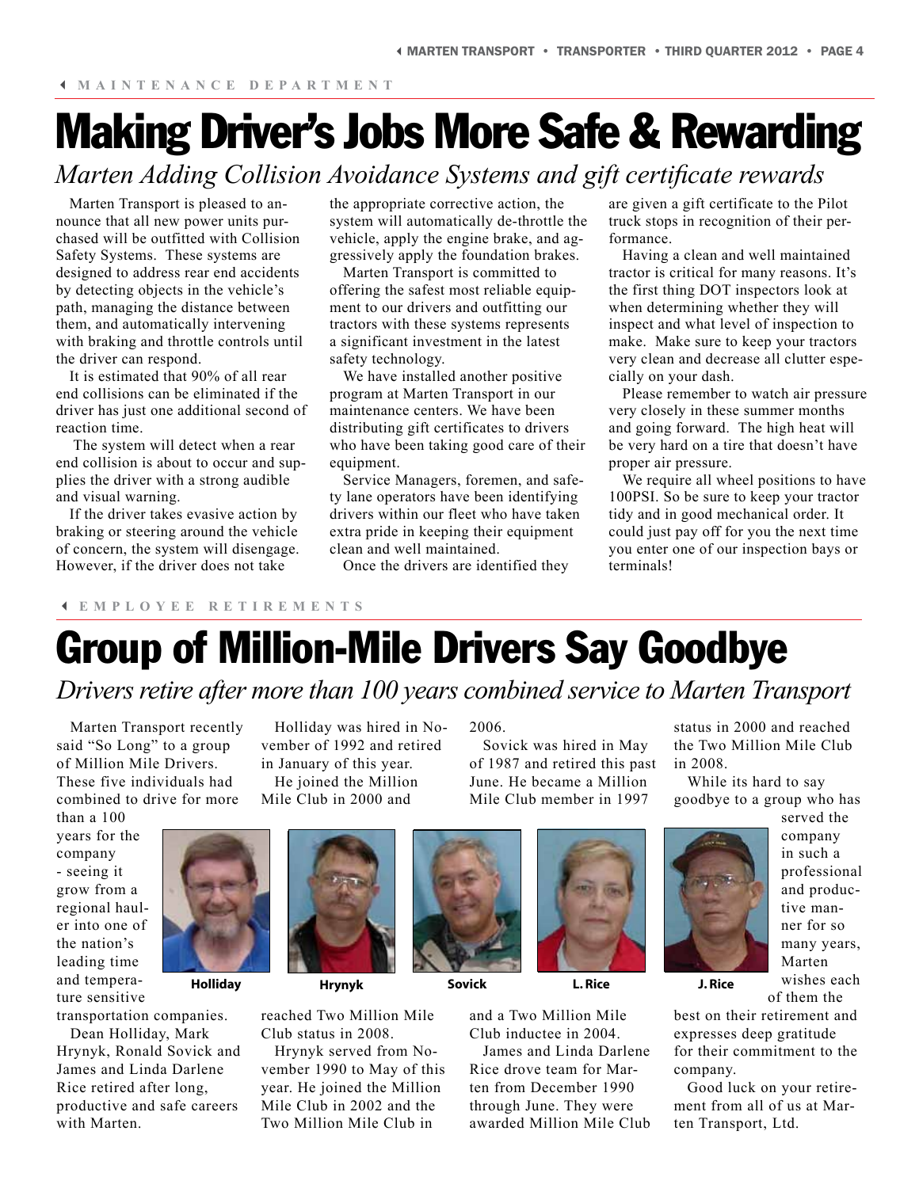MAINTENANCE DEPARTMENT

# Making Driver's Jobs More Safe & Rewarding

*Marten Adding Collision Avoidance Systems and gift certificate rewards*

Marten Transport is pleased to announce that all new power units purchased will be outfitted with Collision Safety Systems. These systems are designed to address rear end accidents by detecting objects in the vehicle's path, managing the distance between them, and automatically intervening with braking and throttle controls until the driver can respond.

It is estimated that 90% of all rear end collisions can be eliminated if the driver has just one additional second of reaction time.

The system will detect when a rear end collision is about to occur and supplies the driver with a strong audible and visual warning.

If the driver takes evasive action by braking or steering around the vehicle of concern, the system will disengage. However, if the driver does not take the appropriate corrective action, the system will automatically de-throttle the vehicle, apply the engine brake, and aggressively apply the foundation brakes.

Marten Transport is committed to offering the safest most reliable equipment to our drivers and outfitting our tractors with these systems represents a significant investment in the latest safety technology.

We have installed another positive program at Marten Transport in our maintenance centers. We have been distributing gift certificates to drivers who have been taking good care of their equipment.

Service Managers, foremen, and safety lane operators have been identifying drivers within our fleet who have taken extra pride in keeping their equipment clean and well maintained.

Once the drivers are identified they are given a gift certificate to the Pilot truck stops in recognition of their performance.

Having a clean and well maintained tractor is critical for many reasons. It's the first thing DOT inspectors look at when determining whether they will inspect and what level of inspection to make. Make sure to keep your tractors very clean and decrease all clutter especially on your dash.

Please remember to watch air pressure very closely in these summer months and going forward. The high heat will be very hard on a tire that doesn't have proper air pressure.

We require all wheel positions to have 100PSI. So be sure to keep your tractor tidy and in good mechanical order. It could just pay off for you the next time you enter one of our inspection bays or terminals!

EMPLOYEE RETIREMENTS

# Group of Million-Mile Drivers Say Goodbye

*Drivers retire after more than 100 years combined service to Marten Transport*

Marten Transport recently said "So Long" to a group of Million Mile Drivers. These five individuals had combined to drive for more than a 100 years for the company - seeing it grow from a regional hauler into one of the nation's leading time and temperature sensitive transportation companies.

Dean Holliday, Mark Hrynyk, Ronald Sovick and James and Linda Darlene Rice retired after long, productive and safe careers with Marten.

Holliday was hired in November of 1992 and retired in January of this year.

He joined the Million Mile Club in 2000 and reached Two Million Mile Club status in 2008.

Hrynyk served from November 1990 to May of this year. He joined the Million Mile Club in 2002 and the Two Million Mile Club in 2006.

Sovick was hired in May of 1987 and retired this past June. He became a Million Mile Club member in 1997 and a Two Million Mile Club inductee in 2004.

James and Linda Darlene Rice drove team for Marten from December 1990 through June. They were awarded Million Mile Club status in 2000 and reached the Two Million Mile Club in 2008.

Holliday | Hrynyk | Sovick | L. Rice | J. Rice

While its hard to say goodbye to a group who has served the company in such a professional and productive manner for so many years, Marten wishes each of them the best on their retirement and expresses deep gratitude for their commitment to the company.

Good luck on your retirement from all of us at Marten Transport, Ltd.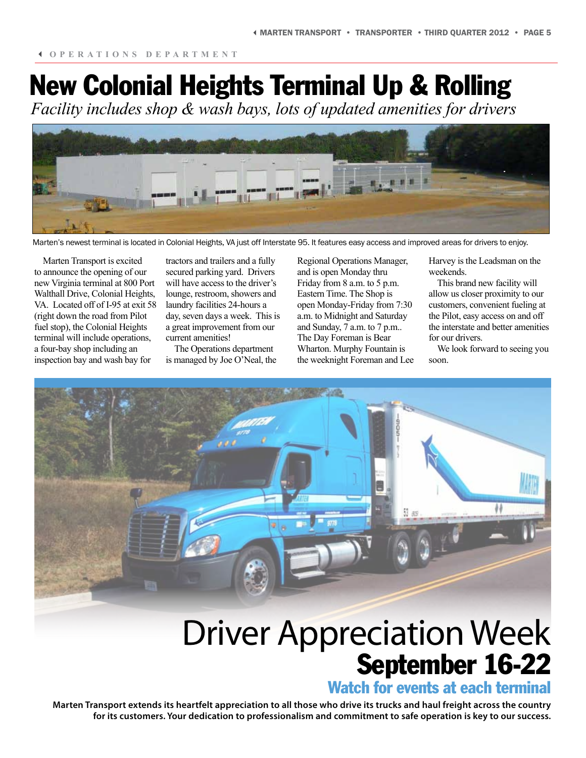OPERATIONS DEPARTMENT

# New Colonial Heights Terminal Up & Rolling

*Facility includes shop & wash bays, lots of updated amenities for drivers*

Marten's newest terminal is located in Colonial Heights, VA just off Interstate 95. It features easy access and improved areas for drivers to enjoy.

Marten Transport is excited to announce the opening of our new Virginia terminal at 800 Port Walthall Drive, Colonial Heights, VA. Located off of I-95 at exit 58 (right down the road from Pilot fuel stop), the Colonial Heights terminal will include operations, a four-bay shop including an inspection bay and wash bay for tractors and trailers and a fully secured parking yard. Drivers will have access to the driver's lounge, restroom, showers and laundry facilities 24-hours a day, seven days a week. This is a great improvement from our current amenities!

The Operations department is managed by Joe O'Neal, the Regional Operations Manager, and is open Monday thru Friday from 8 a.m. to 5 p.m. Eastern Time. The Shop is open Monday-Friday from 7:30 a.m. to Midnight and Saturday and Sunday, 7 a.m. to 7 p.m.. The Day Foreman is Bear Wharton. Murphy Fountain is the weeknight Foreman and Lee Harvey is the Leadsman on the weekends.

This brand new facility will allow us closer proximity to our customers, convenient fueling at the Pilot, easy access on and off the interstate and better amenities for our drivers.

We look forward to seeing you soon.

# Driver Appreciation Week
## September 16-22
### Watch for events at each terminal

**Marten Transport extends its heartfelt appreciation to all those who drive its trucks and haul freight across the country for its customers. Your dedication to professionalism and commitment to safe operation is key to our success.**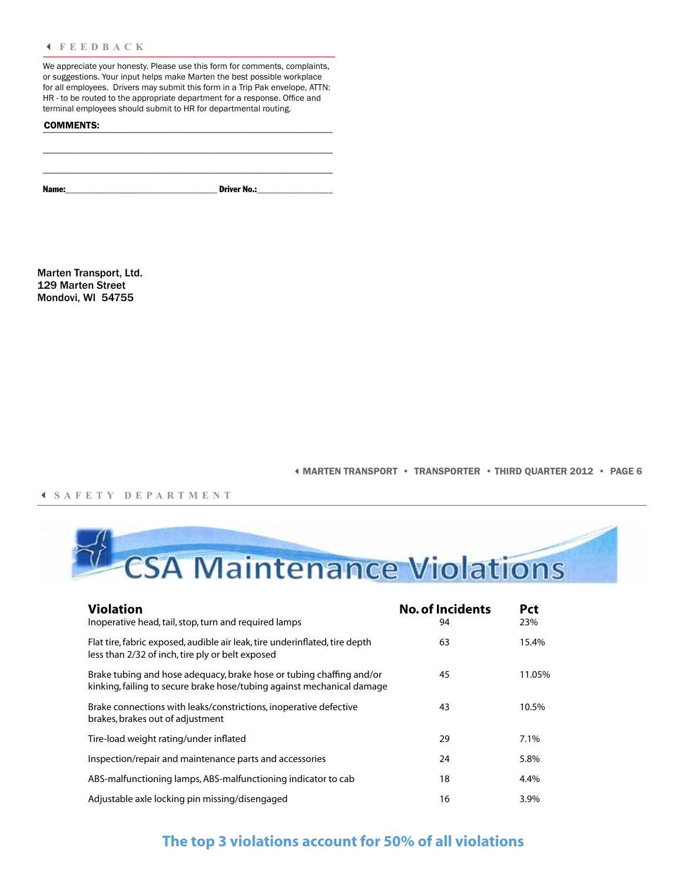## FEEDBACK

We appreciate your honesty. Please use this form for comments, complaints, or suggestions. Your input helps make Marten the best possible workplace for all employees. Drivers may submit this form in a Trip Pak envelope, ATTN: HR - to be routed to the appropriate department for a response. Office and terminal employees should submit to HR for departmental routing.

**COMMENTS:** ____________________________________________

____________________________________________

____________________________________________

**Name:** ______________________________ **Driver No.:** ______________

Marten Transport, Ltd.
129 Marten Street
Mondovi, WI 54755

## SAFETY DEPARTMENT

# CSA Maintenance Violations

| Violation | No. of Incidents | Pct |
|---|---|---|
| Inoperative head, tail, stop, turn and required lamps | 94 | 23% |
| Flat tire, fabric exposed, audible air leak, tire underinflated, tire depth less than 2/32 of inch, tire ply or belt exposed | 63 | 15.4% |
| Brake tubing and hose adequacy, brake hose or tubing chaffing and/or kinking, failing to secure brake hose/tubing against mechanical damage | 45 | 11.05% |
| Brake connections with leaks/constrictions, inoperative defective brakes, brakes out of adjustment | 43 | 10.5% |
| Tire-load weight rating/under inflated | 29 | 7.1% |
| Inspection/repair and maintenance parts and accessories | 24 | 5.8% |
| ABS-malfunctioning lamps, ABS-malfunctioning indicator to cab | 18 | 4.4% |
| Adjustable axle locking pin missing/disengaged | 16 | 3.9% |

**The top 3 violations account for 50% of all violations**